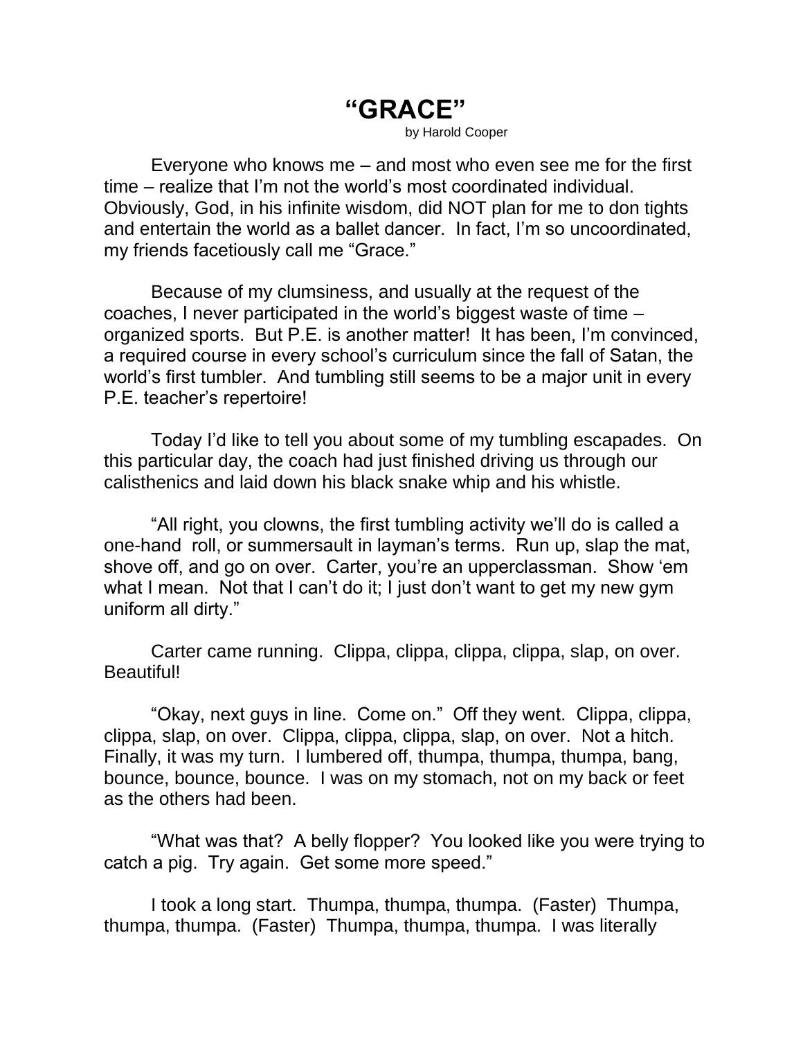# "GRACE"

by Harold Cooper

Everyone who knows me – and most who even see me for the first time – realize that I'm not the world's most coordinated individual. Obviously, God, in his infinite wisdom, did NOT plan for me to don tights and entertain the world as a ballet dancer. In fact, I'm so uncoordinated, my friends facetiously call me "Grace."

Because of my clumsiness, and usually at the request of the coaches, I never participated in the world's biggest waste of time – organized sports. But P.E. is another matter! It has been, I'm convinced, a required course in every school's curriculum since the fall of Satan, the world's first tumbler. And tumbling still seems to be a major unit in every P.E. teacher's repertoire!

Today I'd like to tell you about some of my tumbling escapades. On this particular day, the coach had just finished driving us through our calisthenics and laid down his black snake whip and his whistle.

"All right, you clowns, the first tumbling activity we'll do is called a one-hand roll, or summersault in layman's terms. Run up, slap the mat, shove off, and go on over. Carter, you're an upperclassman. Show 'em what I mean. Not that I can't do it; I just don't want to get my new gym uniform all dirty."

Carter came running. Clippa, clippa, clippa, clippa, slap, on over. Beautiful!

"Okay, next guys in line. Come on." Off they went. Clippa, clippa, clippa, slap, on over. Clippa, clippa, clippa, slap, on over. Not a hitch. Finally, it was my turn. I lumbered off, thumpa, thumpa, thumpa, bang, bounce, bounce, bounce. I was on my stomach, not on my back or feet as the others had been.

"What was that? A belly flopper? You looked like you were trying to catch a pig. Try again. Get some more speed."

I took a long start. Thumpa, thumpa, thumpa. (Faster) Thumpa, thumpa, thumpa. (Faster) Thumpa, thumpa, thumpa. I was literally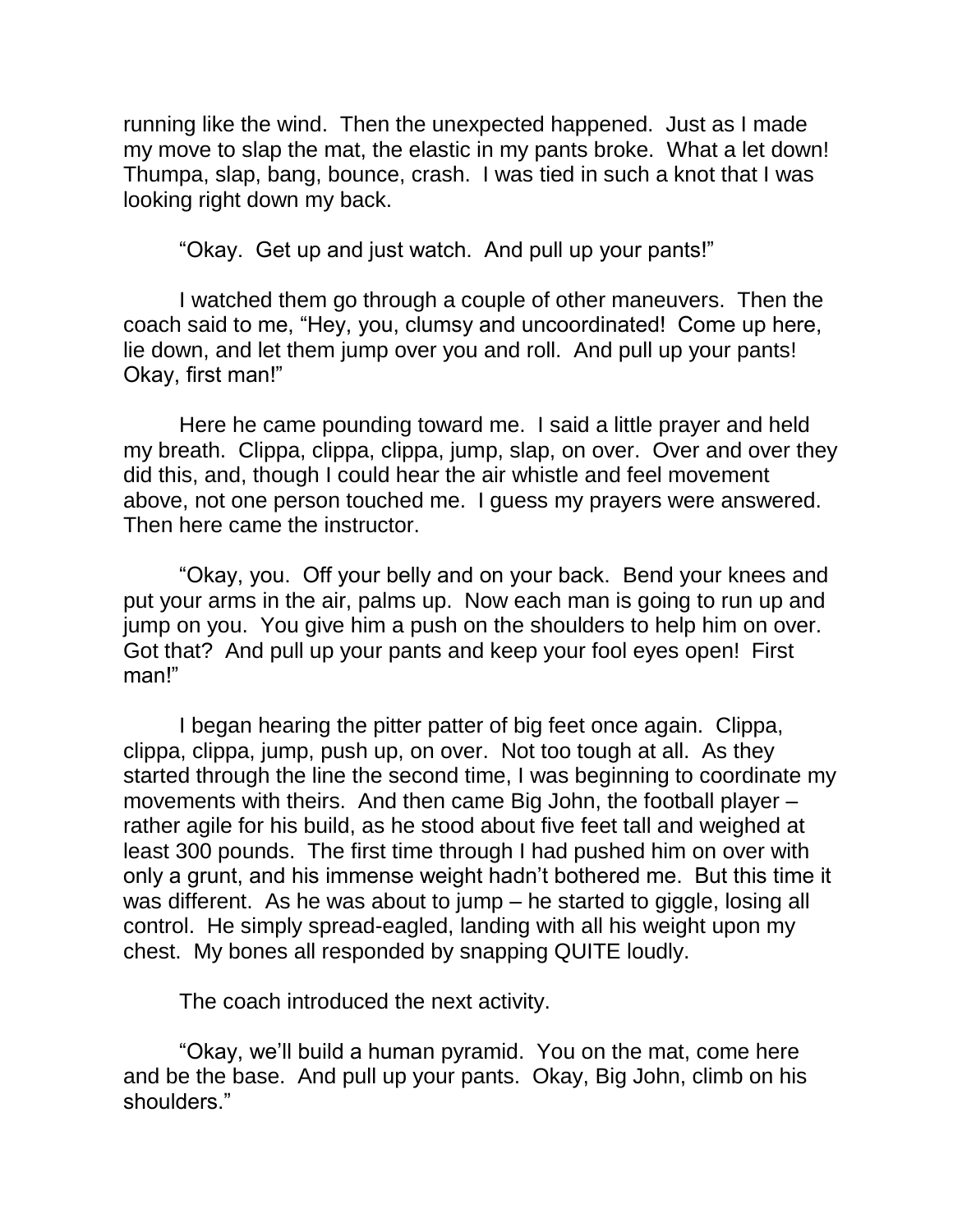running like the wind. Then the unexpected happened. Just as I made my move to slap the mat, the elastic in my pants broke. What a let down! Thumpa, slap, bang, bounce, crash. I was tied in such a knot that I was looking right down my back.

"Okay. Get up and just watch. And pull up your pants!"

I watched them go through a couple of other maneuvers. Then the coach said to me, "Hey, you, clumsy and uncoordinated! Come up here, lie down, and let them jump over you and roll. And pull up your pants! Okay, first man!"

Here he came pounding toward me. I said a little prayer and held my breath. Clippa, clippa, clippa, jump, slap, on over. Over and over they did this, and, though I could hear the air whistle and feel movement above, not one person touched me. I guess my prayers were answered. Then here came the instructor.

"Okay, you. Off your belly and on your back. Bend your knees and put your arms in the air, palms up. Now each man is going to run up and jump on you. You give him a push on the shoulders to help him on over. Got that? And pull up your pants and keep your fool eyes open! First man!"

I began hearing the pitter patter of big feet once again. Clippa, clippa, clippa, jump, push up, on over. Not too tough at all. As they started through the line the second time, I was beginning to coordinate my movements with theirs. And then came Big John, the football player – rather agile for his build, as he stood about five feet tall and weighed at least 300 pounds. The first time through I had pushed him on over with only a grunt, and his immense weight hadn't bothered me. But this time it was different. As he was about to jump – he started to giggle, losing all control. He simply spread-eagled, landing with all his weight upon my chest. My bones all responded by snapping QUITE loudly.

The coach introduced the next activity.

"Okay, we'll build a human pyramid. You on the mat, come here and be the base. And pull up your pants. Okay, Big John, climb on his shoulders."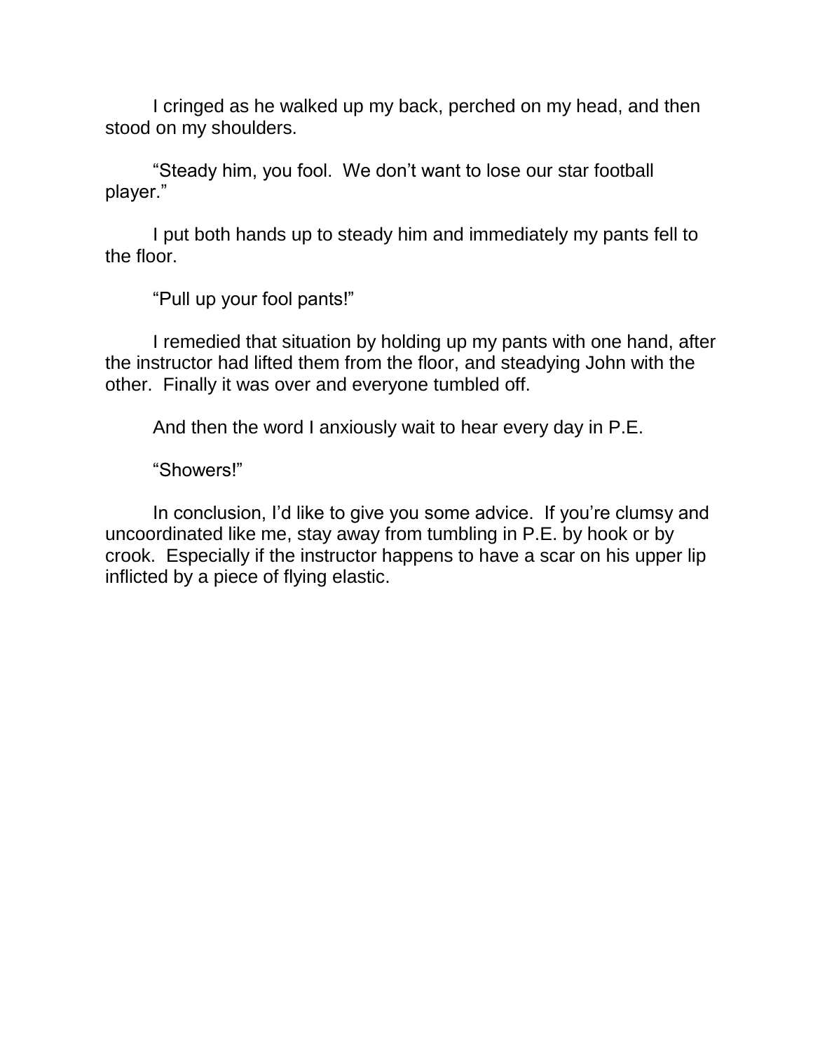I cringed as he walked up my back, perched on my head, and then stood on my shoulders.

“Steady him, you fool.  We don’t want to lose our star football player.”

I put both hands up to steady him and immediately my pants fell to the floor.

“Pull up your fool pants!”

I remedied that situation by holding up my pants with one hand, after the instructor had lifted them from the floor, and steadying John with the other.  Finally it was over and everyone tumbled off.

And then the word I anxiously wait to hear every day in P.E.

“Showers!”

In conclusion, I’d like to give you some advice.  If you’re clumsy and uncoordinated like me, stay away from tumbling in P.E. by hook or by crook.  Especially if the instructor happens to have a scar on his upper lip inflicted by a piece of flying elastic.